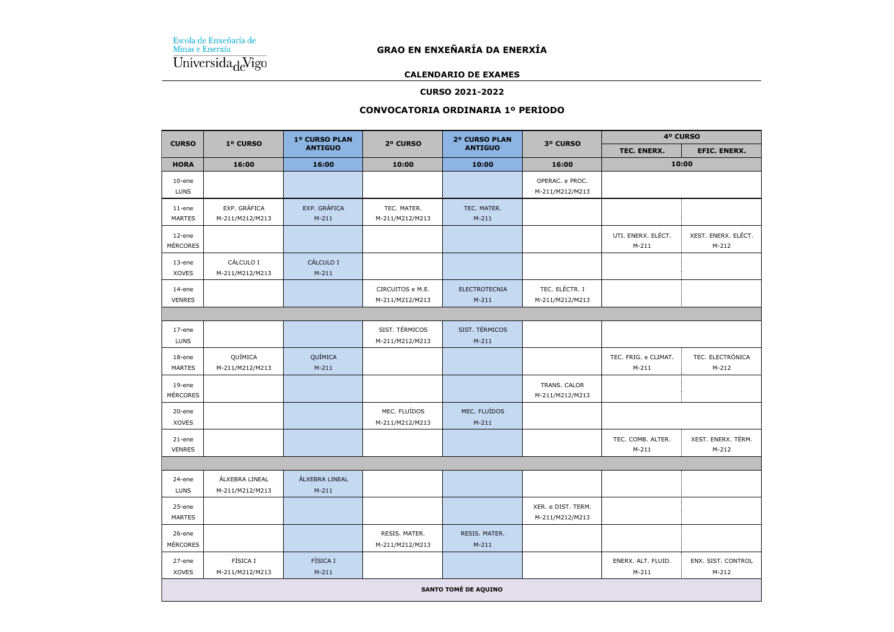Escola de Enxeñaría de Minas e Enerxía
Universidade de Vigo

# GRAO EN ENXEÑARÍA DA ENERXÍA

## CALENDARIO DE EXAMES

### CURSO 2021-2022

### CONVOCATORIA ORDINARIA 1º PERÍODO

| CURSO | 1º CURSO | 1º CURSO PLAN ANTIGUO | 2º CURSO | 2º CURSO PLAN ANTIGUO | 3º CURSO | 4º CURSO | |
|---|---|---|---|---|---|---|---|
| | | | | | | TEC. ENERX. | EFIC. ENERX. |
| HORA | 16:00 | 16:00 | 10:00 | 10:00 | 16:00 | 10:00 | |
| 10-ene LUNS | | | | | OPERAC. e PROC. M-211/M212/M213 | | |
| 11-ene MARTES | EXP. GRÁFICA M-211/M212/M213 | EXP. GRÁFICA M-211 | TEC. MATER. M-211/M212/M213 | TEC. MATER. M-211 | | | |
| 12-ene MÉRCORES | | | | | | UTI. ENERX. ELÉCT. M-211 | XEST. ENERX. ELÉCT. M-212 |
| 13-ene XOVES | CÁLCULO I M-211/M212/M213 | CÁLCULO I M-211 | | | | | |
| 14-ene VENRES | | | CIRCUITOS e M.E. M-211/M212/M213 | ELECTROTECNIA M-211 | TEC. ELÉCTR. I M-211/M212/M213 | | |
| | | | | | | | |
| 17-ene LUNS | | | SIST. TÉRMICOS M-211/M212/M213 | SIST. TÉRMICOS M-211 | | | |
| 18-ene MARTES | QUÍMICA M-211/M212/M213 | QUÍMICA M-211 | | | | TEC. FRIG. e CLIMAT. M-211 | TEC. ELECTRÓNICA M-212 |
| 19-ene MÉRCORES | | | | | TRANS. CALOR M-211/M212/M213 | | |
| 20-ene XOVES | | | MEC. FLUÍDOS M-211/M212/M213 | MEC. FLUÍDOS M-211 | | | |
| 21-ene VENRES | | | | | | TEC. COMB. ALTER. M-211 | XEST. ENERX. TÉRM. M-212 |
| | | | | | | | |
| 24-ene LUNS | ÁLXEBRA LINEAL M-211/M212/M213 | ÁLXEBRA LINEAL M-211 | | | | | |
| 25-ene MARTES | | | | | XER. e DIST. TERM. M-211/M212/M213 | | |
| 26-ene MÉRCORES | | | RESIS. MATER. M-211/M212/M213 | RESIS. MATER. M-211 | | | |
| 27-ene XOVES | FÍSICA I M-211/M212/M213 | FÍSICA I M-211 | | | | ENERX. ALT. FLUID. M-211 | ENX. SIST. CONTROL M-212 |
| SANTO TOMÉ DE AQUINO | | | | | | | |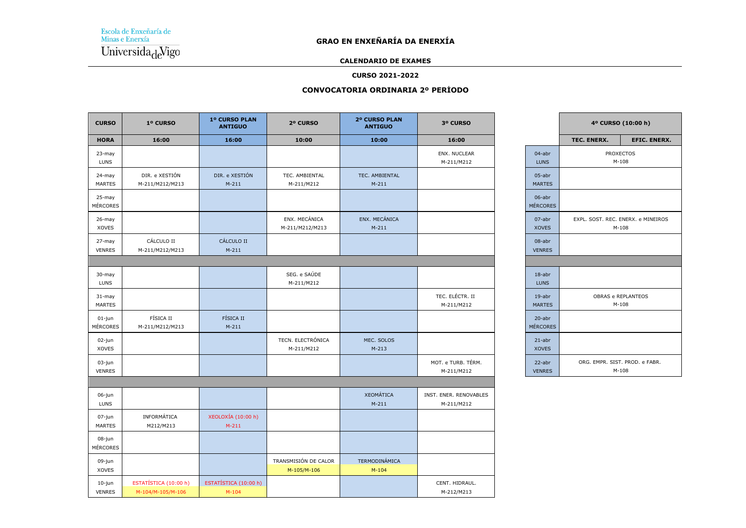Escola de Enxeñaría de Minas e Enerxía
Universidade de Vigo

## GRAO EN ENXEÑARÍA DA ENERXÍA

### CALENDARIO DE EXAMES

### CURSO 2021-2022

### CONVOCATORIA ORDINARIA 2º PERÍODO

| CURSO | 1º CURSO | 1º CURSO PLAN ANTIGUO | 2º CURSO | 2º CURSO PLAN ANTIGUO | 3º CURSO |
|---|---|---|---|---|---|
| HORA | 16:00 | 16:00 | 10:00 | 10:00 | 16:00 |
| 23-may LUNS | | | | | ENX. NUCLEAR M-211/M212 |
| 24-may MARTES | DIR. e XESTIÓN M-211/M212/M213 | DIR. e XESTIÓN M-211 | TEC. AMBIENTAL M-211/M212 | TEC. AMBIENTAL M-211 | |
| 25-may MÉRCORES | | | | | |
| 26-may XOVES | | | ENX. MECÁNICA M-211/M212/M213 | ENX. MECÁNICA M-211 | |
| 27-may VENRES | CÁLCULO II M-211/M212/M213 | CÁLCULO II M-211 | | | |
| | | | | | |
| 30-may LUNS | | | SEG. e SAÚDE M-211/M212 | | |
| 31-may MARTES | | | | | TEC. ELÉCTR. II M-211/M212 |
| 01-jun MÉRCORES | FÍSICA II M-211/M212/M213 | FÍSICA II M-211 | | | |
| 02-jun XOVES | | | TECN. ELECTRÓNICA M-211/M212 | MEC. SOLOS M-213 | |
| 03-jun VENRES | | | | | MOT. e TURB. TÉRM. M-211/M212 |
| | | | | | |
| 06-jun LUNS | | | | XEOMÁTICA M-211 | INST. ENER. RENOVABLES M-211/M212 |
| 07-jun MARTES | INFORMÁTICA M212/M213 | XEOLOXÍA (10:00 h) M-211 | | | |
| 08-jun MÉRCORES | | | | | |
| 09-jun XOVES | | | TRANSMISIÓN DE CALOR M-105/M-106 | TERMODINÁMICA M-104 | |
| 10-jun VENRES | ESTATÍSTICA (10:00 h) M-104/M-105/M-106 | ESTATÍSTICA (10:00 h) M-104 | | | CENT. HIDRAUL. M-212/M213 |

| | 4º CURSO (10:00 h) | |
|---|---|---|
| | TEC. ENERX. | EFIC. ENERX. |
| 04-abr LUNS | PROXECTOS M-108 | |
| 05-abr MARTES | | |
| 06-abr MÉRCORES | | |
| 07-abr XOVES | EXPL. SOST. REC. ENERX. e MINEIROS M-108 | |
| 08-abr VENRES | | |
| | | |
| 18-abr LUNS | | |
| 19-abr MARTES | OBRAS e REPLANTEOS M-108 | |
| 20-abr MÉRCORES | | |
| 21-abr XOVES | | |
| 22-abr VENRES | ORG. EMPR. SIST. PROD. e FABR. M-108 | |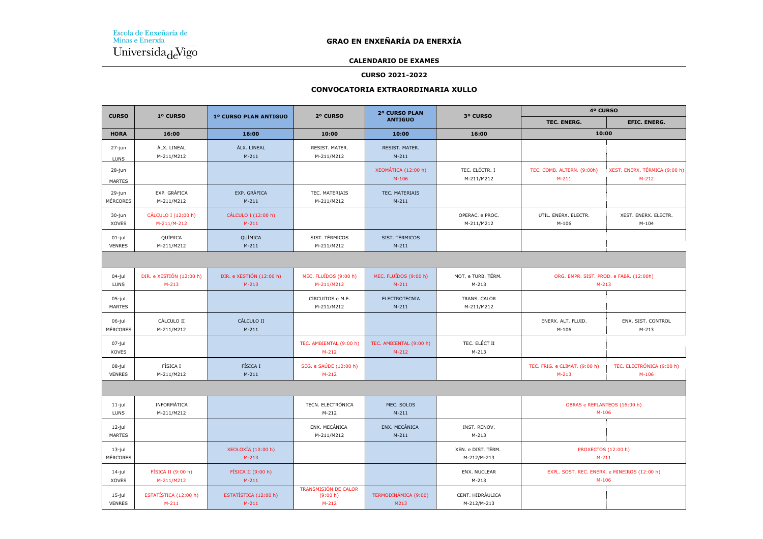Escola de Enxeñaría de Minas e Enerxía
Universida de Vigo

# GRAO EN ENXEÑARÍA DA ENERXÍA

## CALENDARIO DE EXAMES

### CURSO 2021-2022

### CONVOCATORIA EXTRAORDINARIA XULLO

| CURSO | 1º CURSO | 1º CURSO PLAN ANTIGUO | 2º CURSO | 2º CURSO PLAN ANTIGUO | 3º CURSO | 4º CURSO | |
|---|---|---|---|---|---|---|---|
| | | | | | | TEC. ENERG. | EFIC. ENERG. |
| HORA | 16:00 | 16:00 | 10:00 | 10:00 | 16:00 | 10:00 | |
| 27-jun LUNS | ÁLX. LINEAL M-211/M212 | ÁLX. LINEAL M-211 | RESIST. MATER. M-211/M212 | RESIST. MATER. M-211 | | | |
| 28-jun MARTES | | | | XEOMÁTICA (12:00 h) M-106 | TEC. ELÉCTR. I M-211/M212 | TEC. COMB. ALTERN. (9:00h) M-211 | XEST. ENERX. TÉRMICA (9:00 h) M-212 |
| 29-jun MÉRCORES | EXP. GRÁFICA M-211/M212 | EXP. GRÁFICA M-211 | TEC. MATERIAIS M-211/M212 | TEC. MATERIAIS M-211 | | | |
| 30-jun XOVES | CÁLCULO I (12:00 h) M-211/M-212 | CÁLCULO I (12:00 h) M-211 | | | OPERAC. e PROC. M-211/M212 | UTIL. ENERX. ELECTR. M-106 | XEST. ENERX. ELECTR. M-104 |
| 01-jul VENRES | QUÍMICA M-211/M212 | QUÍMICA M-211 | SIST. TÉRMICOS M-211/M212 | SIST. TÉRMICOS M-211 | | | |
| | | | | | | | |
| 04-jul LUNS | DIR. e XESTIÓN (12:00 h) M-213 | DIR. e XESTIÓN (12:00 h) M-213 | MEC. FLUÍDOS (9:00 h) M-211/M212 | MEC. FLUÍDOS (9:00 h) M-211 | MOT. e TURB. TÉRM. M-213 | ORG. EMPR. SIST. PROD. e FABR. (12:00h) M-213 | |
| 05-jul MARTES | | | CIRCUITOS e M.E. M-211/M212 | ELECTROTECNIA M-211 | TRANS. CALOR M-211/M212 | | |
| 06-jul MÉRCORES | CÁLCULO II M-211/M212 | CÁLCULO II M-211 | | | | ENERX. ALT. FLUID. M-106 | ENX. SIST. CONTROL M-213 |
| 07-jul XOVES | | | TEC. AMBIENTAL (9:00 h) M-212 | TEC. AMBIENTAL (9:00 h) M-212 | TEC. ELÉCT II M-213 | | |
| 08-jul VENRES | FÍSICA I M-211/M212 | FÍSICA I M-211 | SEG. e SAÚDE (12:00 h) M-212 | | | TEC. FRIG. e CLIMAT. (9:00 h) M-213 | TEC. ELECTRÓNICA (9:00 h) M-106 |
| | | | | | | | |
| 11-jul LUNS | INFORMÁTICA M-211/M212 | | TECN. ELECTRÓNICA M-212 | MEC. SOLOS M-211 | | OBRAS e REPLANTEOS (16:00 h) M-106 | |
| 12-jul MARTES | | | ENX. MECÁNICA M-211/M212 | ENX. MECÁNICA M-211 | INST. RENOV. M-213 | | |
| 13-jul MÉRCORES | | XEOLOXÍA (10:00 h) M-213 | | | XEN. e DIST. TÉRM. M-212/M-213 | PROXECTOS (12:00 h) M-211 | |
| 14-jul XOVES | FÍSICA II (9:00 h) M-211/M212 | FÍSICA II (9:00 h) M-211 | | | ENX. NUCLEAR M-213 | EXPL. SOST. REC. ENERX. e MINEIROS (12:00 h) M-106 | |
| 15-jul VENRES | ESTATÍSTICA (12:00 h) M-211 | ESTATÍSTICA (12:00 h) M-211 | TRANSMISIÓN DE CALOR (9:00 h) M-212 | TERMODINÁMICA (9:00) M213 | CENT. HIDRÁULICA M-212/M-213 | | |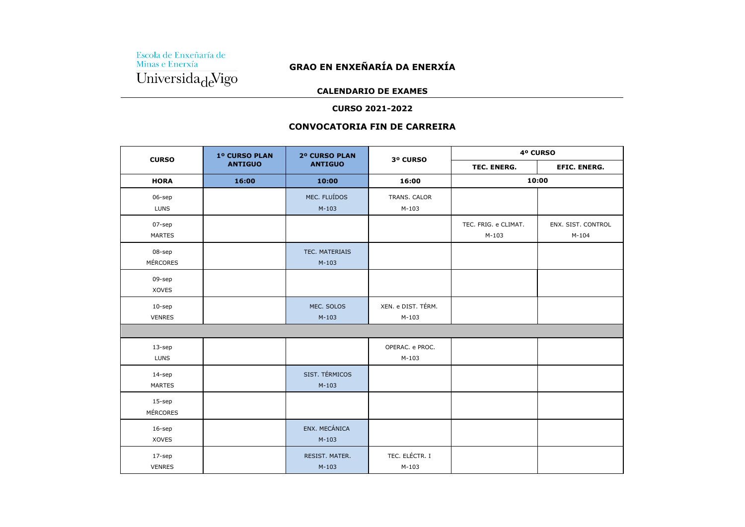Escola de Enxeñaría de Minas e Enerxía
Universida de Vigo

# GRAO EN ENXEÑARÍA DA ENERXÍA

## CALENDARIO DE EXAMES

### CURSO 2021-2022

### CONVOCATORIA FIN DE CARREIRA

| CURSO | 1º CURSO PLAN ANTIGUO | 2º CURSO PLAN ANTIGUO | 3º CURSO | 4º CURSO | |
|---|---|---|---|---|---|
| | | | | TEC. ENERG. | EFIC. ENERG. |
| **HORA** | **16:00** | **10:00** | **16:00** | **10:00** | |
| 06-sep LUNS | | MEC. FLUÍDOS M-103 | TRANS. CALOR M-103 | | |
| 07-sep MARTES | | | | TEC. FRIG. e CLIMAT. M-103 | ENX. SIST. CONTROL M-104 |
| 08-sep MÉRCORES | | TEC. MATERIAIS M-103 | | | |
| 09-sep XOVES | | | | | |
| 10-sep VENRES | | MEC. SOLOS M-103 | XEN. e DIST. TÉRM. M-103 | | |
| | | | | | |
| 13-sep LUNS | | | OPERAC. e PROC. M-103 | | |
| 14-sep MARTES | | SIST. TÉRMICOS M-103 | | | |
| 15-sep MÉRCORES | | | | | |
| 16-sep XOVES | | ENX. MECÁNICA M-103 | | | |
| 17-sep VENRES | | RESIST. MATER. M-103 | TEC. ELÉCTR. I M-103 | | |